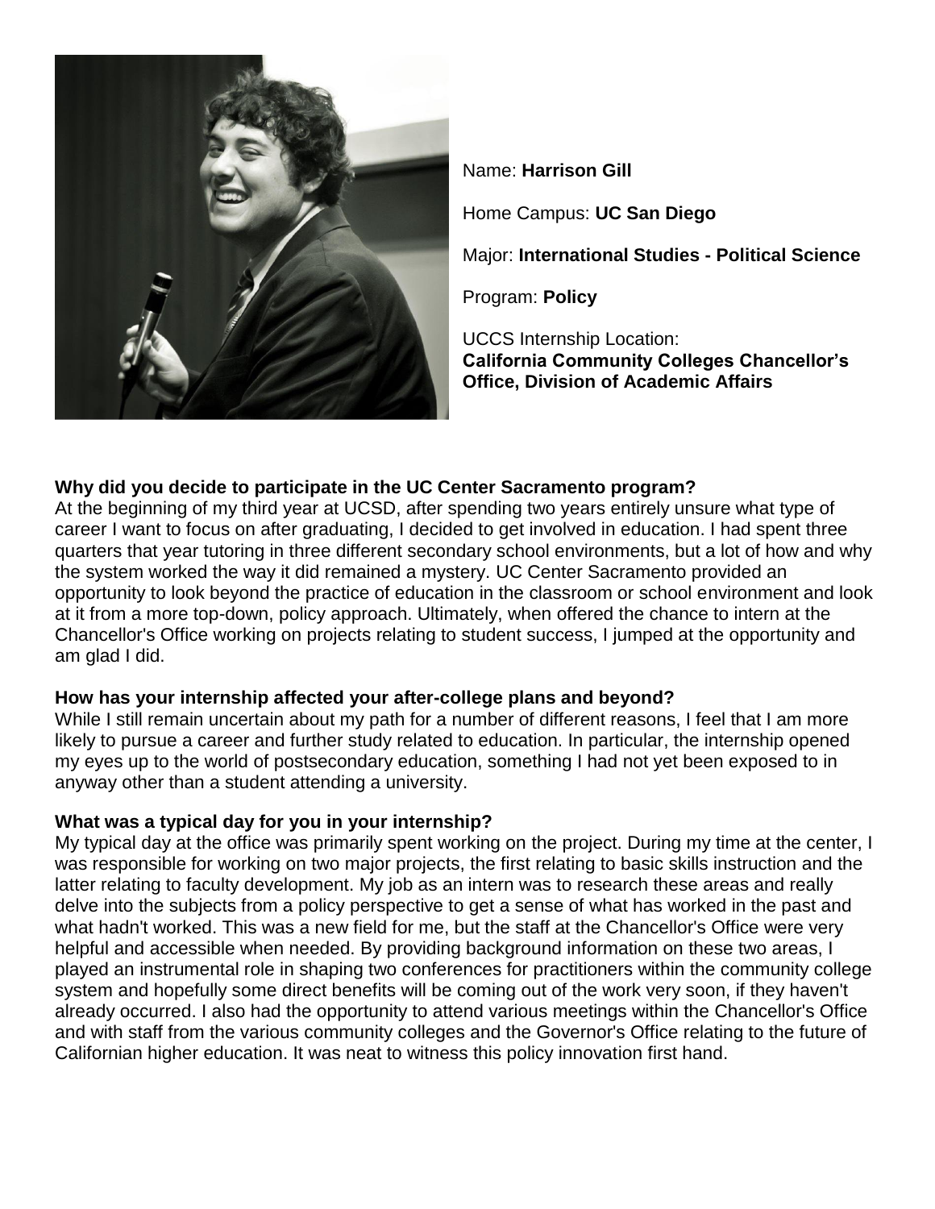Name: **Harrison Gill**

Home Campus: **UC San Diego**

Major: **International Studies - Political Science**

Program: **Policy**

UCCS Internship Location:
**California Community Colleges Chancellor's Office, Division of Academic Affairs**

**Why did you decide to participate in the UC Center Sacramento program?**
At the beginning of my third year at UCSD, after spending two years entirely unsure what type of career I want to focus on after graduating, I decided to get involved in education. I had spent three quarters that year tutoring in three different secondary school environments, but a lot of how and why the system worked the way it did remained a mystery. UC Center Sacramento provided an opportunity to look beyond the practice of education in the classroom or school environment and look at it from a more top-down, policy approach. Ultimately, when offered the chance to intern at the Chancellor's Office working on projects relating to student success, I jumped at the opportunity and am glad I did.

**How has your internship affected your after-college plans and beyond?**
While I still remain uncertain about my path for a number of different reasons, I feel that I am more likely to pursue a career and further study related to education. In particular, the internship opened my eyes up to the world of postsecondary education, something I had not yet been exposed to in anyway other than a student attending a university.

**What was a typical day for you in your internship?**
My typical day at the office was primarily spent working on the project. During my time at the center, I was responsible for working on two major projects, the first relating to basic skills instruction and the latter relating to faculty development. My job as an intern was to research these areas and really delve into the subjects from a policy perspective to get a sense of what has worked in the past and what hadn't worked. This was a new field for me, but the staff at the Chancellor's Office were very helpful and accessible when needed. By providing background information on these two areas, I played an instrumental role in shaping two conferences for practitioners within the community college system and hopefully some direct benefits will be coming out of the work very soon, if they haven't already occurred. I also had the opportunity to attend various meetings within the Chancellor's Office and with staff from the various community colleges and the Governor's Office relating to the future of Californian higher education. It was neat to witness this policy innovation first hand.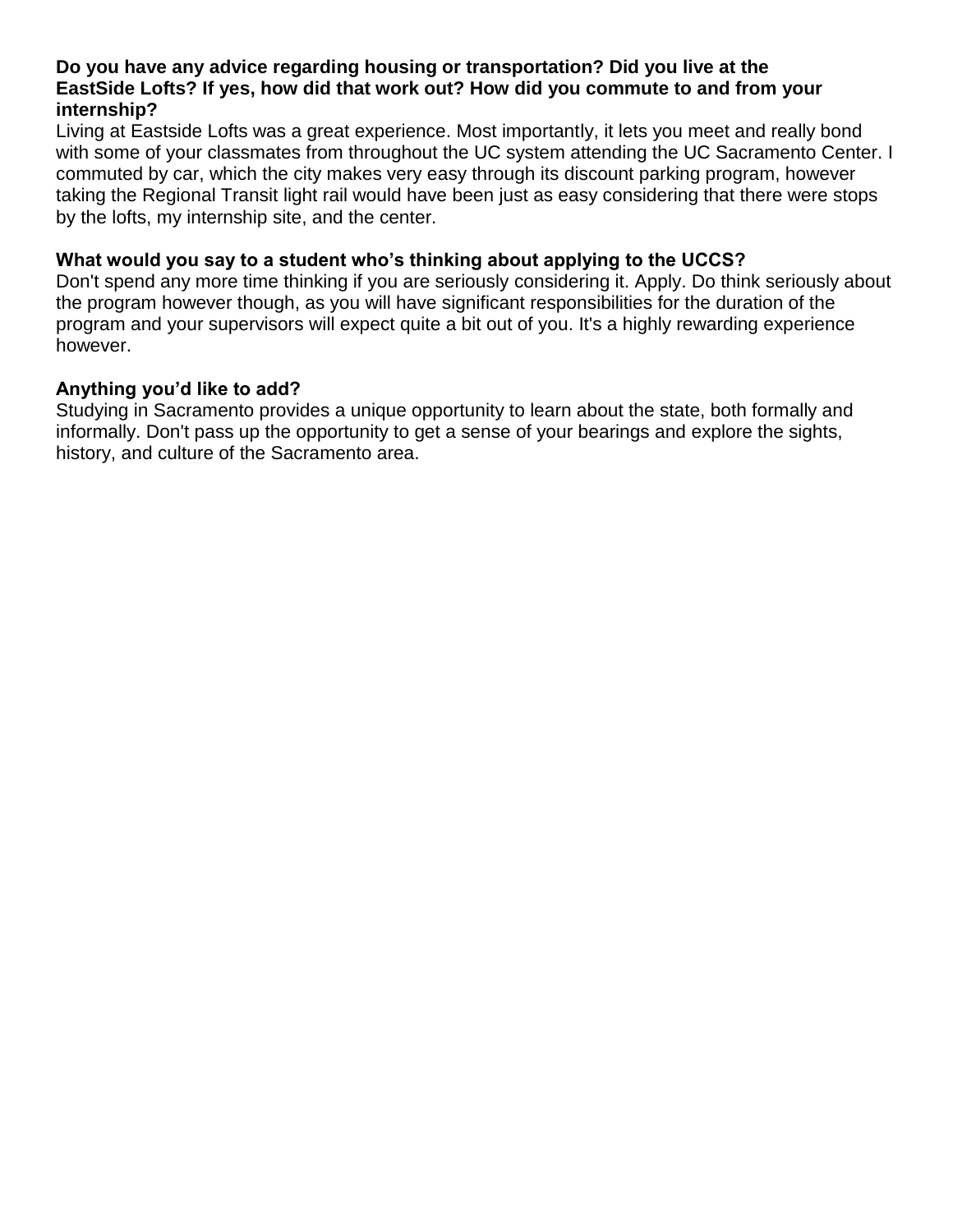**Do you have any advice regarding housing or transportation? Did you live at the EastSide Lofts? If yes, how did that work out? How did you commute to and from your internship?**

Living at Eastside Lofts was a great experience. Most importantly, it lets you meet and really bond with some of your classmates from throughout the UC system attending the UC Sacramento Center. I commuted by car, which the city makes very easy through its discount parking program, however taking the Regional Transit light rail would have been just as easy considering that there were stops by the lofts, my internship site, and the center.

**What would you say to a student who's thinking about applying to the UCCS?**

Don't spend any more time thinking if you are seriously considering it. Apply. Do think seriously about the program however though, as you will have significant responsibilities for the duration of the program and your supervisors will expect quite a bit out of you. It's a highly rewarding experience however.

**Anything you'd like to add?**

Studying in Sacramento provides a unique opportunity to learn about the state, both formally and informally. Don't pass up the opportunity to get a sense of your bearings and explore the sights, history, and culture of the Sacramento area.